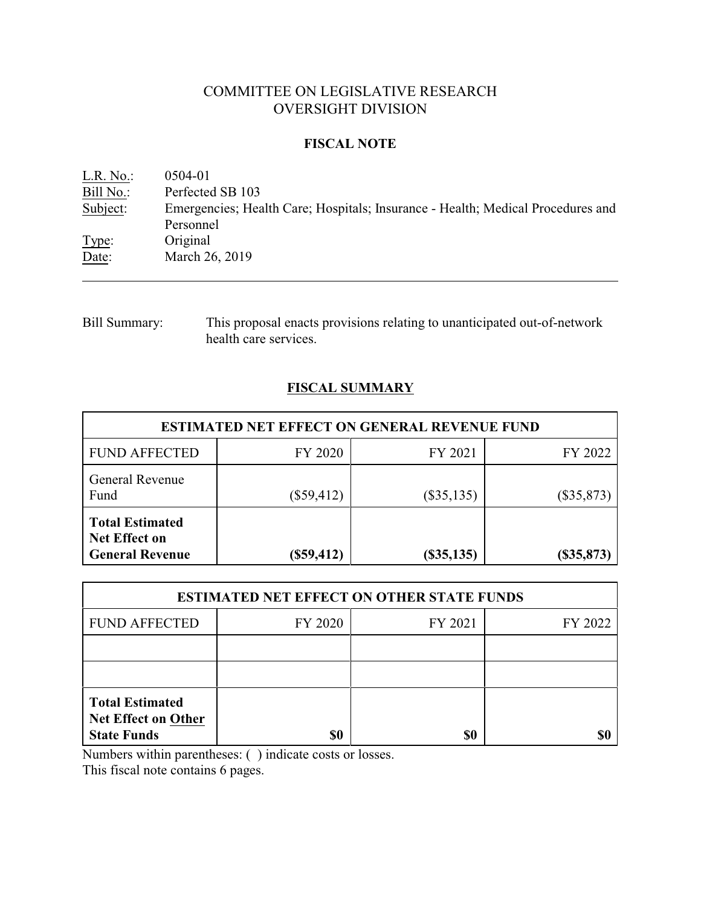# COMMITTEE ON LEGISLATIVE RESEARCH
# OVERSIGHT DIVISION

## FISCAL NOTE

L.R. No.: 0504-01
Bill No.: Perfected SB 103
Subject: Emergencies; Health Care; Hospitals; Insurance - Health; Medical Procedures and Personnel
Type: Original
Date: March 26, 2019

---

Bill Summary: This proposal enacts provisions relating to unanticipated out-of-network health care services.

## FISCAL SUMMARY

| ESTIMATED NET EFFECT ON GENERAL REVENUE FUND | | | |
|---|---|---|---|
| FUND AFFECTED | FY 2020 | FY 2021 | FY 2022 |
| General Revenue Fund | ($59,412) | ($35,135) | ($35,873) |
| **Total Estimated Net Effect on General Revenue** | **($59,412)** | **($35,135)** | **($35,873)** |

| ESTIMATED NET EFFECT ON OTHER STATE FUNDS | | | |
|---|---|---|---|
| FUND AFFECTED | FY 2020 | FY 2021 | FY 2022 |
| | | | |
| | | | |
| **Total Estimated Net Effect on Other State Funds** | **$0** | **$0** | **$0** |

Numbers within parentheses: ( ) indicate costs or losses.
This fiscal note contains 6 pages.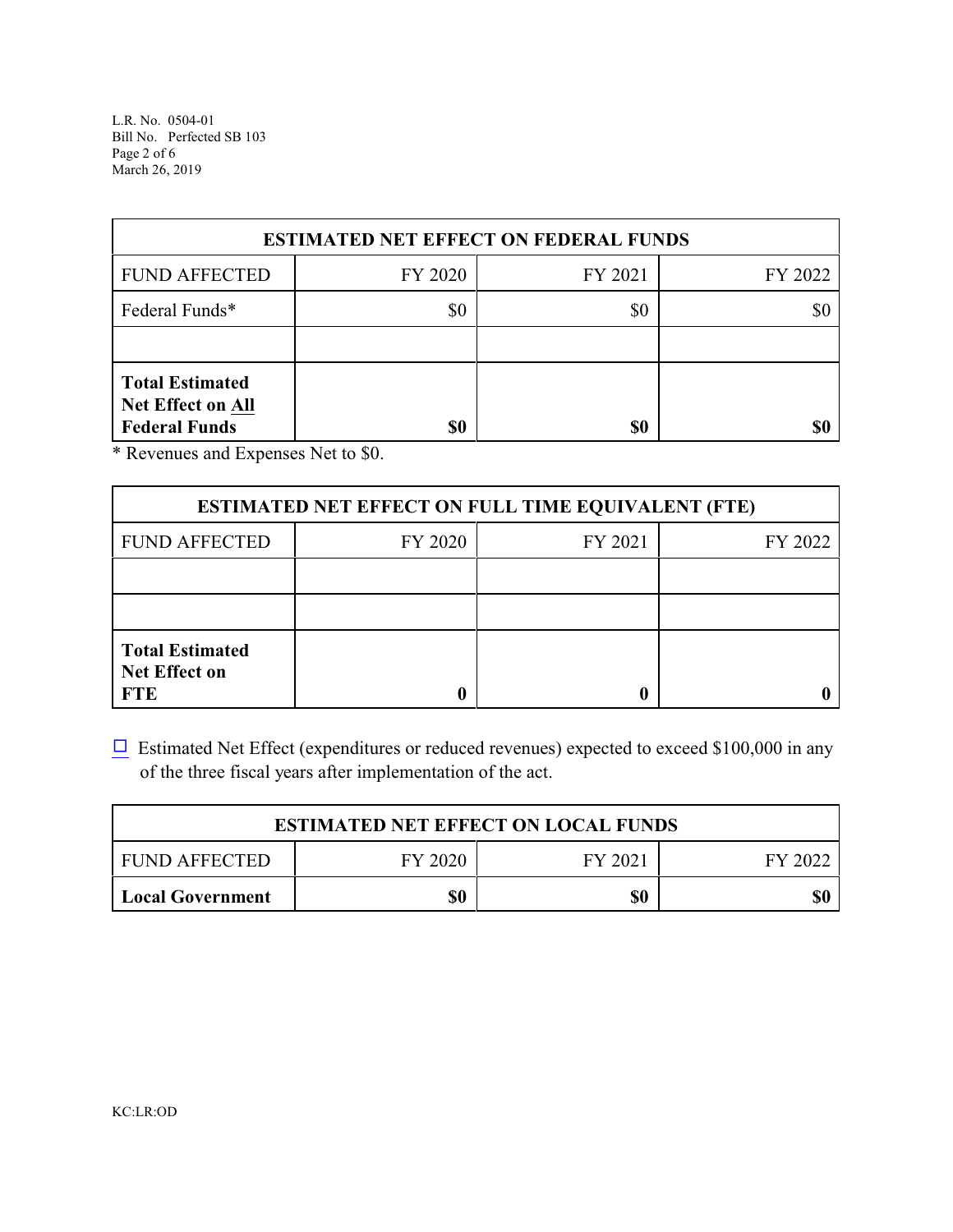| ESTIMATED NET EFFECT ON FEDERAL FUNDS | | | |
|---|---|---|---|
| FUND AFFECTED | FY 2020 | FY 2021 | FY 2022 |
| Federal Funds* | $0 | $0 | $0 |
| | | | |
| **Total Estimated Net Effect on All Federal Funds** | **$0** | **$0** | **$0** |

\* Revenues and Expenses Net to $0.

| ESTIMATED NET EFFECT ON FULL TIME EQUIVALENT (FTE) | | | |
|---|---|---|---|
| FUND AFFECTED | FY 2020 | FY 2021 | FY 2022 |
| | | | |
| | | | |
| **Total Estimated Net Effect on FTE** | **0** | **0** | **0** |

☐ Estimated Net Effect (expenditures or reduced revenues) expected to exceed $100,000 in any of the three fiscal years after implementation of the act.

| ESTIMATED NET EFFECT ON LOCAL FUNDS | | | |
|---|---|---|---|
| FUND AFFECTED | FY 2020 | FY 2021 | FY 2022 |
| **Local Government** | **$0** | **$0** | **$0** |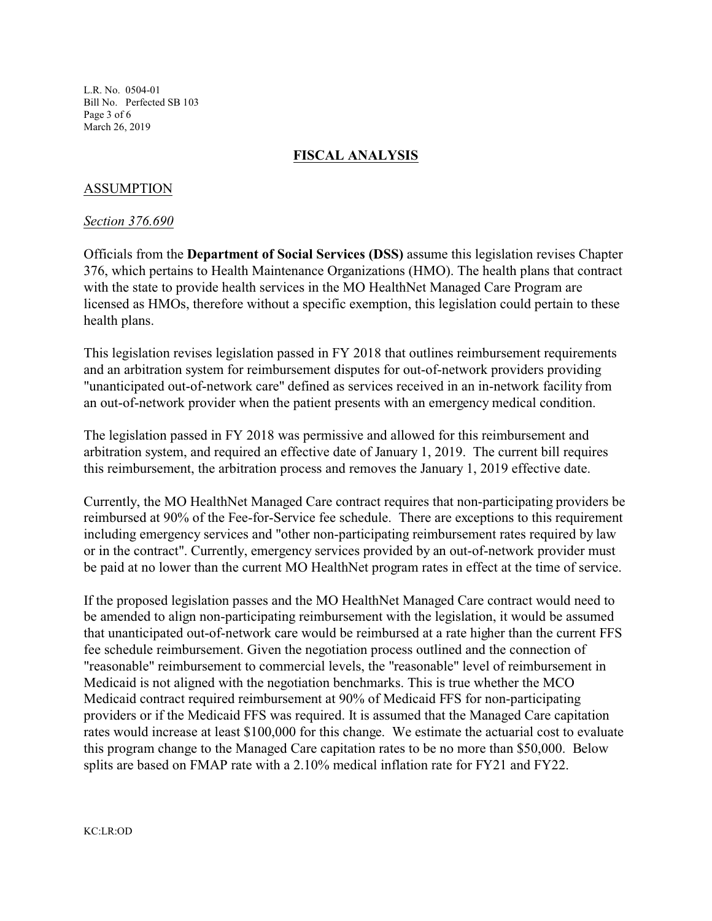## FISCAL ANALYSIS

### ASSUMPTION

*Section 376.690*

Officials from the **Department of Social Services (DSS)** assume this legislation revises Chapter 376, which pertains to Health Maintenance Organizations (HMO). The health plans that contract with the state to provide health services in the MO HealthNet Managed Care Program are licensed as HMOs, therefore without a specific exemption, this legislation could pertain to these health plans.

This legislation revises legislation passed in FY 2018 that outlines reimbursement requirements and an arbitration system for reimbursement disputes for out-of-network providers providing "unanticipated out-of-network care" defined as services received in an in-network facility from an out-of-network provider when the patient presents with an emergency medical condition.

The legislation passed in FY 2018 was permissive and allowed for this reimbursement and arbitration system, and required an effective date of January 1, 2019. The current bill requires this reimbursement, the arbitration process and removes the January 1, 2019 effective date.

Currently, the MO HealthNet Managed Care contract requires that non-participating providers be reimbursed at 90% of the Fee-for-Service fee schedule. There are exceptions to this requirement including emergency services and "other non-participating reimbursement rates required by law or in the contract". Currently, emergency services provided by an out-of-network provider must be paid at no lower than the current MO HealthNet program rates in effect at the time of service.

If the proposed legislation passes and the MO HealthNet Managed Care contract would need to be amended to align non-participating reimbursement with the legislation, it would be assumed that unanticipated out-of-network care would be reimbursed at a rate higher than the current FFS fee schedule reimbursement. Given the negotiation process outlined and the connection of "reasonable" reimbursement to commercial levels, the "reasonable" level of reimbursement in Medicaid is not aligned with the negotiation benchmarks. This is true whether the MCO Medicaid contract required reimbursement at 90% of Medicaid FFS for non-participating providers or if the Medicaid FFS was required. It is assumed that the Managed Care capitation rates would increase at least $100,000 for this change. We estimate the actuarial cost to evaluate this program change to the Managed Care capitation rates to be no more than $50,000. Below splits are based on FMAP rate with a 2.10% medical inflation rate for FY21 and FY22.

KC:LR:OD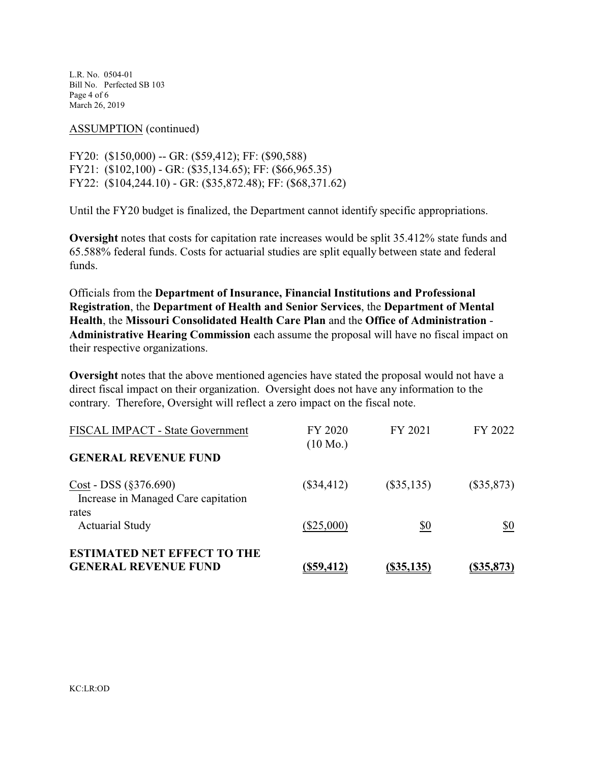ASSUMPTION (continued)

FY20: ($150,000) -- GR: ($59,412); FF: ($90,588)
FY21: ($102,100) - GR: ($35,134.65); FF: ($66,965.35)
FY22: ($104,244.10) - GR: ($35,872.48); FF: ($68,371.62)

Until the FY20 budget is finalized, the Department cannot identify specific appropriations.

**Oversight** notes that costs for capitation rate increases would be split 35.412% state funds and 65.588% federal funds. Costs for actuarial studies are split equally between state and federal funds.

Officials from the **Department of Insurance, Financial Institutions and Professional Registration**, the **Department of Health and Senior Services**, the **Department of Mental Health**, the **Missouri Consolidated Health Care Plan** and the **Office of Administration - Administrative Hearing Commission** each assume the proposal will have no fiscal impact on their respective organizations.

**Oversight** notes that the above mentioned agencies have stated the proposal would not have a direct fiscal impact on their organization. Oversight does not have any information to the contrary. Therefore, Oversight will reflect a zero impact on the fiscal note.

| FISCAL IMPACT - State Government | FY 2020 (10 Mo.) | FY 2021 | FY 2022 |
|---|---|---|---|
| **GENERAL REVENUE FUND** | | | |
| Cost - DSS (§376.690) Increase in Managed Care capitation rates | ($34,412) | ($35,135) | ($35,873) |
| Actuarial Study | ($25,000) | $0 | $0 |
| **ESTIMATED NET EFFECT TO THE GENERAL REVENUE FUND** | **($59,412)** | **($35,135)** | **($35,873)** |

KC:LR:OD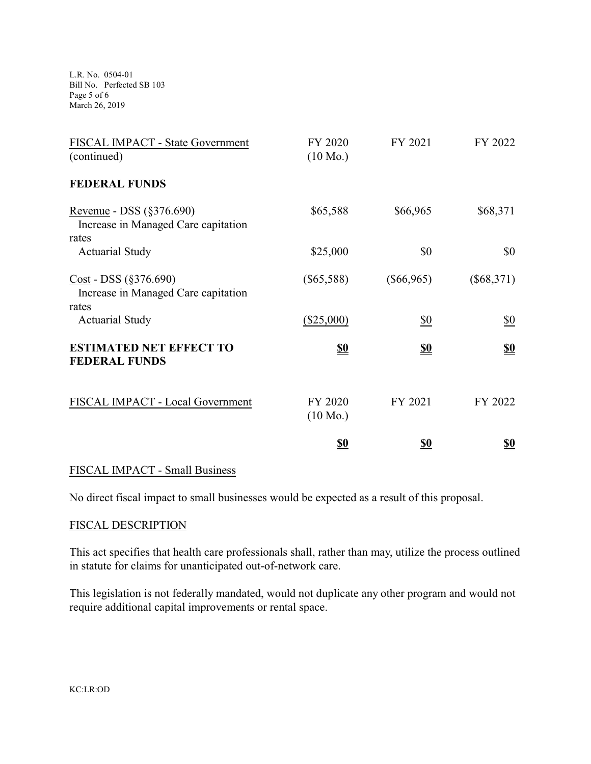| FISCAL IMPACT - State Government (continued) | FY 2020 (10 Mo.) | FY 2021 | FY 2022 |
|---|---|---|---|
| **FEDERAL FUNDS** | | | |
| Revenue - DSS (§376.690) Increase in Managed Care capitation rates | $65,588 | $66,965 | $68,371 |
| Actuarial Study | $25,000 | $0 | $0 |
| Cost - DSS (§376.690) Increase in Managed Care capitation rates | ($65,588) | ($66,965) | ($68,371) |
| Actuarial Study | ($25,000) | $0 | $0 |
| **ESTIMATED NET EFFECT TO FEDERAL FUNDS** | **$0** | **$0** | **$0** |

| FISCAL IMPACT - Local Government | FY 2020 (10 Mo.) | FY 2021 | FY 2022 |
|---|---|---|---|
| | **$0** | **$0** | **$0** |

## FISCAL IMPACT - Small Business

No direct fiscal impact to small businesses would be expected as a result of this proposal.

## FISCAL DESCRIPTION

This act specifies that health care professionals shall, rather than may, utilize the process outlined in statute for claims for unanticipated out-of-network care.

This legislation is not federally mandated, would not duplicate any other program and would not require additional capital improvements or rental space.

KC:LR:OD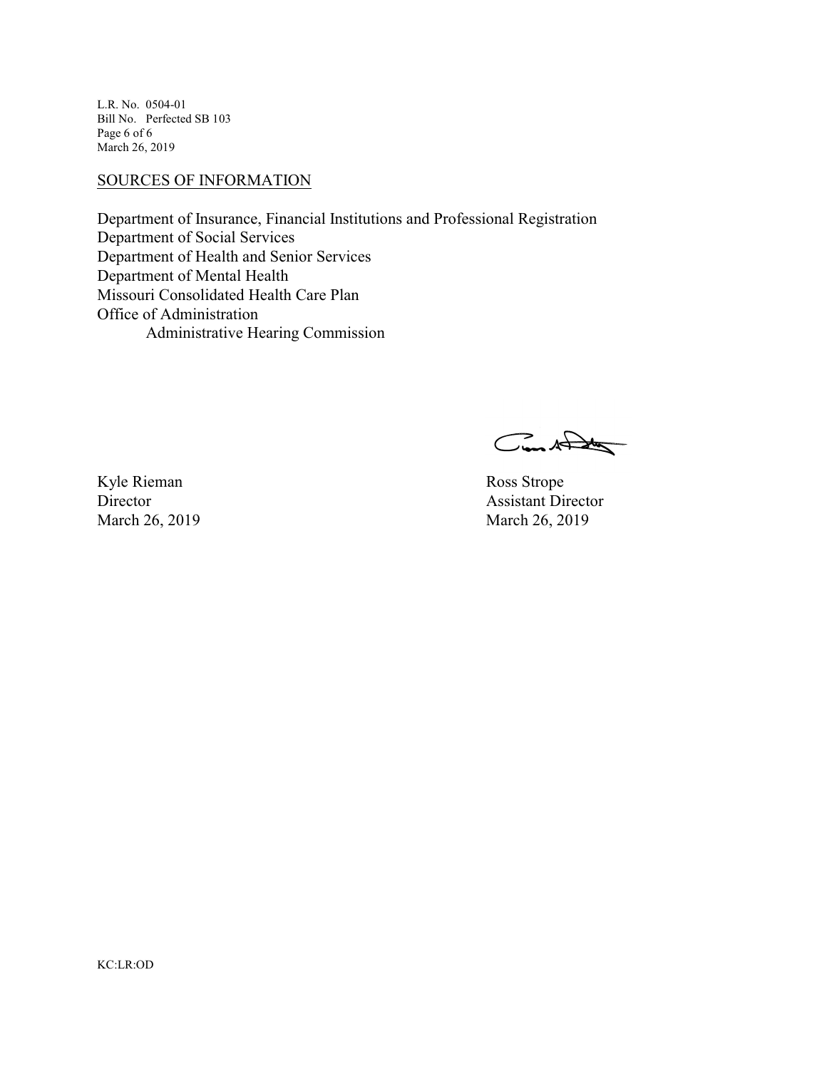## SOURCES OF INFORMATION

Department of Insurance, Financial Institutions and Professional Registration
Department of Social Services
Department of Health and Senior Services
Department of Mental Health
Missouri Consolidated Health Care Plan
Office of Administration
  Administrative Hearing Commission

| | |
|---|---|
| Kyle Rieman | Ross Strope |
| Director | Assistant Director |
| March 26, 2019 | March 26, 2019 |

KC:LR:OD